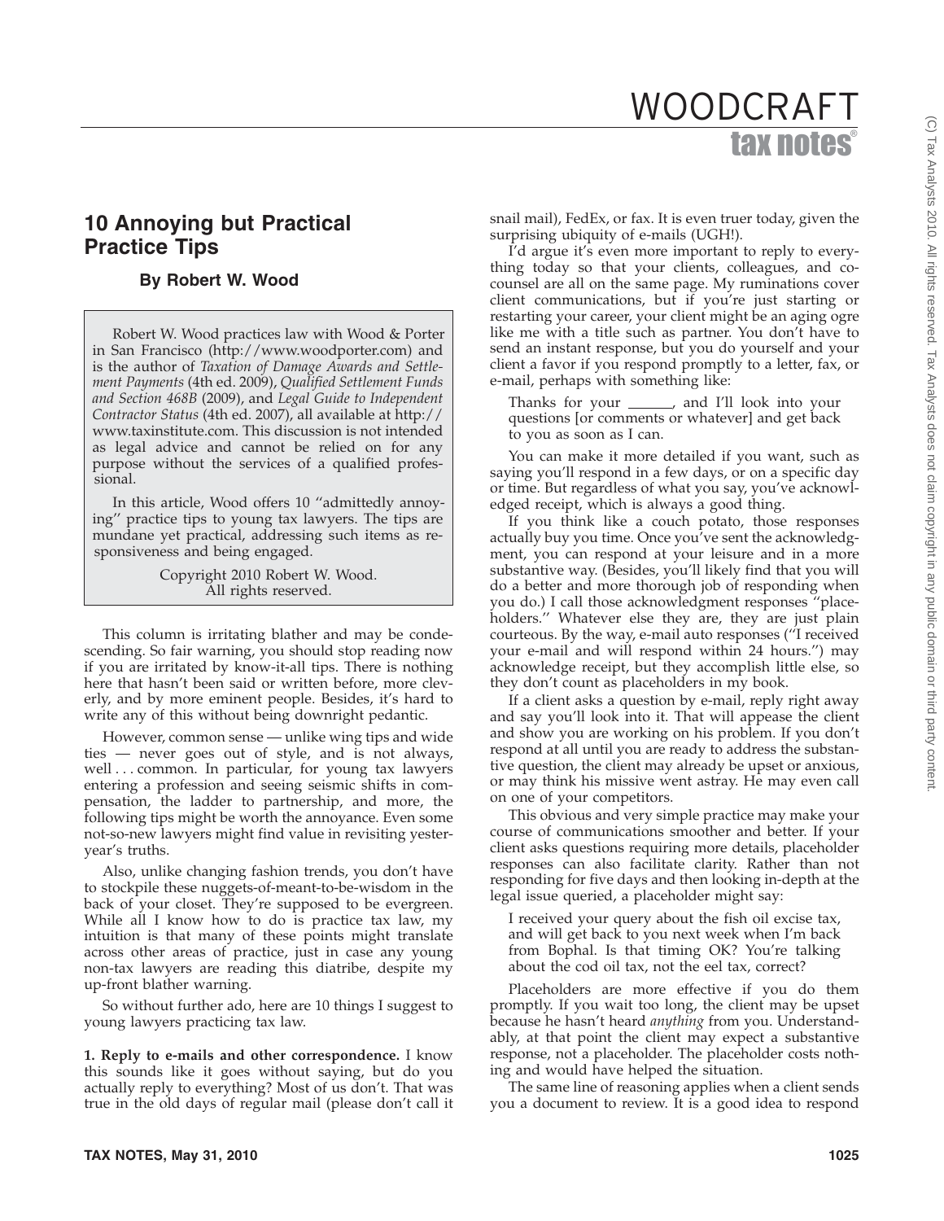# 10 Annoying but Practical Practice Tips

### By Robert W. Wood

Robert W. Wood practices law with Wood & Porter in San Francisco (http://www.woodporter.com) and is the author of *Taxation of Damage Awards and Settlement Payments* (4th ed. 2009), *Qualified Settlement Funds and Section 468B* (2009), and *Legal Guide to Independent Contractor Status* (4th ed. 2007), all available at http://www.taxinstitute.com. This discussion is not intended as legal advice and cannot be relied on for any purpose without the services of a qualified professional.

In this article, Wood offers 10 ''admittedly annoying'' practice tips to young tax lawyers. The tips are mundane yet practical, addressing such items as responsiveness and being engaged.

Copyright 2010 Robert W. Wood.
All rights reserved.

This column is irritating blather and may be condescending. So fair warning, you should stop reading now if you are irritated by know-it-all tips. There is nothing here that hasn't been said or written before, more cleverly, and by more eminent people. Besides, it's hard to write any of this without being downright pedantic.

However, common sense — unlike wing tips and wide ties — never goes out of style, and is not always, well . . . common. In particular, for young tax lawyers entering a profession and seeing seismic shifts in compensation, the ladder to partnership, and more, the following tips might be worth the annoyance. Even some not-so-new lawyers might find value in revisiting yesteryear's truths.

Also, unlike changing fashion trends, you don't have to stockpile these nuggets-of-meant-to-be-wisdom in the back of your closet. They're supposed to be evergreen. While all I know how to do is practice tax law, my intuition is that many of these points might translate across other areas of practice, just in case any young non-tax lawyers are reading this diatribe, despite my up-front blather warning.

So without further ado, here are 10 things I suggest to young lawyers practicing tax law.

**1. Reply to e-mails and other correspondence.** I know this sounds like it goes without saying, but do you actually reply to everything? Most of us don't. That was true in the old days of regular mail (please don't call it snail mail), FedEx, or fax. It is even truer today, given the surprising ubiquity of e-mails (UGH!).

I'd argue it's even more important to reply to everything today so that your clients, colleagues, and co-counsel are all on the same page. My ruminations cover client communications, but if you're just starting or restarting your career, your client might be an aging ogre like me with a title such as partner. You don't have to send an instant response, but you do yourself and your client a favor if you respond promptly to a letter, fax, or e-mail, perhaps with something like:

> Thanks for your ______, and I'll look into your questions [or comments or whatever] and get back to you as soon as I can.

You can make it more detailed if you want, such as saying you'll respond in a few days, or on a specific day or time. But regardless of what you say, you've acknowledged receipt, which is always a good thing.

If you think like a couch potato, those responses actually buy you time. Once you've sent the acknowledgment, you can respond at your leisure and in a more substantive way. (Besides, you'll likely find that you will do a better and more thorough job of responding when you do.) I call those acknowledgment responses ''placeholders.'' Whatever else they are, they are just plain courteous. By the way, e-mail auto responses (''I received your e-mail and will respond within 24 hours.'') may acknowledge receipt, but they accomplish little else, so they don't count as placeholders in my book.

If a client asks a question by e-mail, reply right away and say you'll look into it. That will appease the client and show you are working on his problem. If you don't respond at all until you are ready to address the substantive question, the client may already be upset or anxious, or may think his missive went astray. He may even call on one of your competitors.

This obvious and very simple practice may make your course of communications smoother and better. If your client asks questions requiring more details, placeholder responses can also facilitate clarity. Rather than not responding for five days and then looking in-depth at the legal issue queried, a placeholder might say:

> I received your query about the fish oil excise tax, and will get back to you next week when I'm back from Bophal. Is that timing OK? You're talking about the cod oil tax, not the eel tax, correct?

Placeholders are more effective if you do them promptly. If you wait too long, the client may be upset because he hasn't heard *anything* from you. Understandably, at that point the client may expect a substantive response, not a placeholder. The placeholder costs nothing and would have helped the situation.

The same line of reasoning applies when a client sends you a document to review. It is a good idea to respond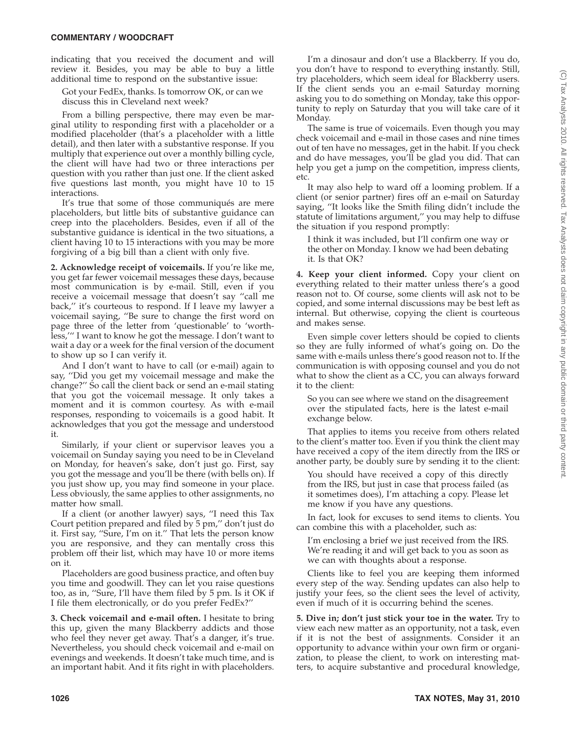indicating that you received the document and will review it. Besides, you may be able to buy a little additional time to respond on the substantive issue:

> Got your FedEx, thanks. Is tomorrow OK, or can we discuss this in Cleveland next week?

From a billing perspective, there may even be marginal utility to responding first with a placeholder or a modified placeholder (that's a placeholder with a little detail), and then later with a substantive response. If you multiply that experience out over a monthly billing cycle, the client will have had two or three interactions per question with you rather than just one. If the client asked five questions last month, you might have 10 to 15 interactions.

It's true that some of those communiqués are mere placeholders, but little bits of substantive guidance can creep into the placeholders. Besides, even if all of the substantive guidance is identical in the two situations, a client having 10 to 15 interactions with you may be more forgiving of a big bill than a client with only five.

**2. Acknowledge receipt of voicemails.** If you're like me, you get far fewer voicemail messages these days, because most communication is by e-mail. Still, even if you receive a voicemail message that doesn't say ''call me back,'' it's courteous to respond. If I leave my lawyer a voicemail saying, ''Be sure to change the first word on page three of the letter from 'questionable' to 'worthless,''' I want to know he got the message. I don't want to wait a day or a week for the final version of the document to show up so I can verify it.

And I don't want to have to call (or e-mail) again to say, ''Did you get my voicemail message and make the change?'' So call the client back or send an e-mail stating that you got the voicemail message. It only takes a moment and it is common courtesy. As with e-mail responses, responding to voicemails is a good habit. It acknowledges that you got the message and understood it.

Similarly, if your client or supervisor leaves you a voicemail on Sunday saying you need to be in Cleveland on Monday, for heaven's sake, don't just go. First, say you got the message and you'll be there (with bells on). If you just show up, you may find someone in your place. Less obviously, the same applies to other assignments, no matter how small.

If a client (or another lawyer) says, ''I need this Tax Court petition prepared and filed by 5 pm,'' don't just do it. First say, ''Sure, I'm on it.'' That lets the person know you are responsive, and they can mentally cross this problem off their list, which may have 10 or more items on it.

Placeholders are good business practice, and often buy you time and goodwill. They can let you raise questions too, as in, ''Sure, I'll have them filed by 5 pm. Is it OK if I file them electronically, or do you prefer FedEx?''

**3. Check voicemail and e-mail often.** I hesitate to bring this up, given the many Blackberry addicts and those who feel they never get away. That's a danger, it's true. Nevertheless, you should check voicemail and e-mail on evenings and weekends. It doesn't take much time, and is an important habit. And it fits right in with placeholders.

I'm a dinosaur and don't use a Blackberry. If you do, you don't have to respond to everything instantly. Still, try placeholders, which seem ideal for Blackberry users. If the client sends you an e-mail Saturday morning asking you to do something on Monday, take this opportunity to reply on Saturday that you will take care of it Monday.

The same is true of voicemails. Even though you may check voicemail and e-mail in those cases and nine times out of ten have no messages, get in the habit. If you check and do have messages, you'll be glad you did. That can help you get a jump on the competition, impress clients, etc.

It may also help to ward off a looming problem. If a client (or senior partner) fires off an e-mail on Saturday saying, ''It looks like the Smith filing didn't include the statute of limitations argument,'' you may help to diffuse the situation if you respond promptly:

> I think it was included, but I'll confirm one way or the other on Monday. I know we had been debating it. Is that OK?

**4. Keep your client informed.** Copy your client on everything related to their matter unless there's a good reason not to. Of course, some clients will ask not to be copied, and some internal discussions may be best left as internal. But otherwise, copying the client is courteous and makes sense.

Even simple cover letters should be copied to clients so they are fully informed of what's going on. Do the same with e-mails unless there's good reason not to. If the communication is with opposing counsel and you do not what to show the client as a CC, you can always forward it to the client:

> So you can see where we stand on the disagreement over the stipulated facts, here is the latest e-mail exchange below.

That applies to items you receive from others related to the client's matter too. Even if you think the client may have received a copy of the item directly from the IRS or another party, be doubly sure by sending it to the client:

> You should have received a copy of this directly from the IRS, but just in case that process failed (as it sometimes does), I'm attaching a copy. Please let me know if you have any questions.

In fact, look for excuses to send items to clients. You can combine this with a placeholder, such as:

> I'm enclosing a brief we just received from the IRS. We're reading it and will get back to you as soon as we can with thoughts about a response.

Clients like to feel you are keeping them informed every step of the way. Sending updates can also help to justify your fees, so the client sees the level of activity, even if much of it is occurring behind the scenes.

**5. Dive in; don't just stick your toe in the water.** Try to view each new matter as an opportunity, not a task, even if it is not the best of assignments. Consider it an opportunity to advance within your own firm or organization, to please the client, to work on interesting matters, to acquire substantive and procedural knowledge,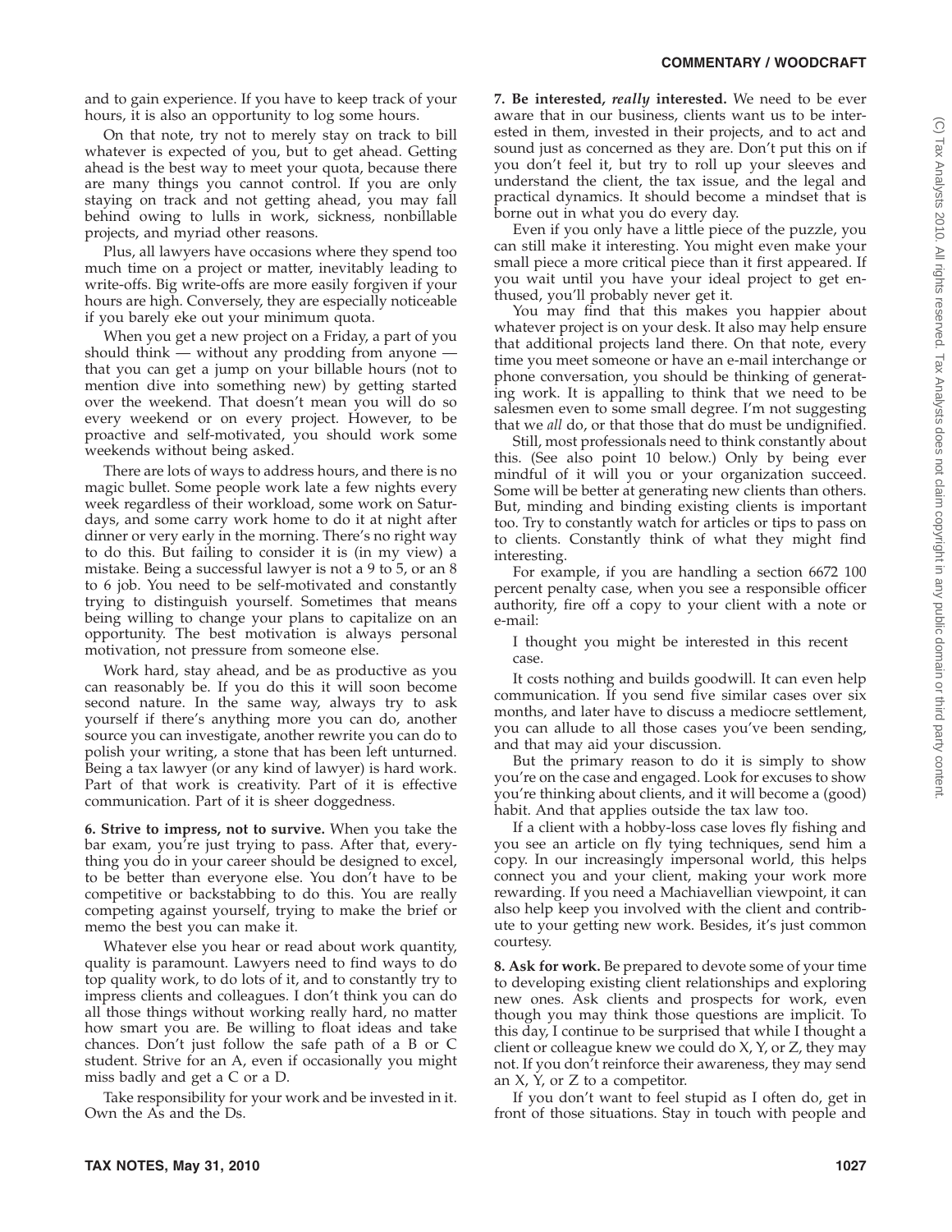and to gain experience. If you have to keep track of your hours, it is also an opportunity to log some hours.

On that note, try not to merely stay on track to bill whatever is expected of you, but to get ahead. Getting ahead is the best way to meet your quota, because there are many things you cannot control. If you are only staying on track and not getting ahead, you may fall behind owing to lulls in work, sickness, nonbillable projects, and myriad other reasons.

Plus, all lawyers have occasions where they spend too much time on a project or matter, inevitably leading to write-offs. Big write-offs are more easily forgiven if your hours are high. Conversely, they are especially noticeable if you barely eke out your minimum quota.

When you get a new project on a Friday, a part of you should think — without any prodding from anyone — that you can get a jump on your billable hours (not to mention dive into something new) by getting started over the weekend. That doesn't mean you will do so every weekend or on every project. However, to be proactive and self-motivated, you should work some weekends without being asked.

There are lots of ways to address hours, and there is no magic bullet. Some people work late a few nights every week regardless of their workload, some work on Saturdays, and some carry work home to do it at night after dinner or very early in the morning. There's no right way to do this. But failing to consider it is (in my view) a mistake. Being a successful lawyer is not a 9 to 5, or an 8 to 6 job. You need to be self-motivated and constantly trying to distinguish yourself. Sometimes that means being willing to change your plans to capitalize on an opportunity. The best motivation is always personal motivation, not pressure from someone else.

Work hard, stay ahead, and be as productive as you can reasonably be. If you do this it will soon become second nature. In the same way, always try to ask yourself if there's anything more you can do, another source you can investigate, another rewrite you can do to polish your writing, a stone that has been left unturned. Being a tax lawyer (or any kind of lawyer) is hard work. Part of that work is creativity. Part of it is effective communication. Part of it is sheer doggedness.

**6. Strive to impress, not to survive.** When you take the bar exam, you're just trying to pass. After that, everything you do in your career should be designed to excel, to be better than everyone else. You don't have to be competitive or backstabbing to do this. You are really competing against yourself, trying to make the brief or memo the best you can make it.

Whatever else you hear or read about work quantity, quality is paramount. Lawyers need to find ways to do top quality work, to do lots of it, and to constantly try to impress clients and colleagues. I don't think you can do all those things without working really hard, no matter how smart you are. Be willing to float ideas and take chances. Don't just follow the safe path of a B or C student. Strive for an A, even if occasionally you might miss badly and get a C or a D.

Take responsibility for your work and be invested in it. Own the As and the Ds.

**7. Be interested, *really* interested.** We need to be ever aware that in our business, clients want us to be interested in them, invested in their projects, and to act and sound just as concerned as they are. Don't put this on if you don't feel it, but try to roll up your sleeves and understand the client, the tax issue, and the legal and practical dynamics. It should become a mindset that is borne out in what you do every day.

Even if you only have a little piece of the puzzle, you can still make it interesting. You might even make your small piece a more critical piece than it first appeared. If you wait until you have your ideal project to get enthused, you'll probably never get it.

You may find that this makes you happier about whatever project is on your desk. It also may help ensure that additional projects land there. On that note, every time you meet someone or have an e-mail interchange or phone conversation, you should be thinking of generating work. It is appalling to think that we need to be salesmen even to some small degree. I'm not suggesting that we *all* do, or that those that do must be undignified.

Still, most professionals need to think constantly about this. (See also point 10 below.) Only by being ever mindful of it will you or your organization succeed. Some will be better at generating new clients than others. But, minding and binding existing clients is important too. Try to constantly watch for articles or tips to pass on to clients. Constantly think of what they might find interesting.

For example, if you are handling a section 6672 100 percent penalty case, when you see a responsible officer authority, fire off a copy to your client with a note or e-mail:

> I thought you might be interested in this recent case.

It costs nothing and builds goodwill. It can even help communication. If you send five similar cases over six months, and later have to discuss a mediocre settlement, you can allude to all those cases you've been sending, and that may aid your discussion.

But the primary reason to do it is simply to show you're on the case and engaged. Look for excuses to show you're thinking about clients, and it will become a (good) habit. And that applies outside the tax law too.

If a client with a hobby-loss case loves fly fishing and you see an article on fly tying techniques, send him a copy. In our increasingly impersonal world, this helps connect you and your client, making your work more rewarding. If you need a Machiavellian viewpoint, it can also help keep you involved with the client and contribute to your getting new work. Besides, it's just common courtesy.

**8. Ask for work.** Be prepared to devote some of your time to developing existing client relationships and exploring new ones. Ask clients and prospects for work, even though you may think those questions are implicit. To this day, I continue to be surprised that while I thought a client or colleague knew we could do X, Y, or Z, they may not. If you don't reinforce their awareness, they may send an X, Y, or Z to a competitor.

If you don't want to feel stupid as I often do, get in front of those situations. Stay in touch with people and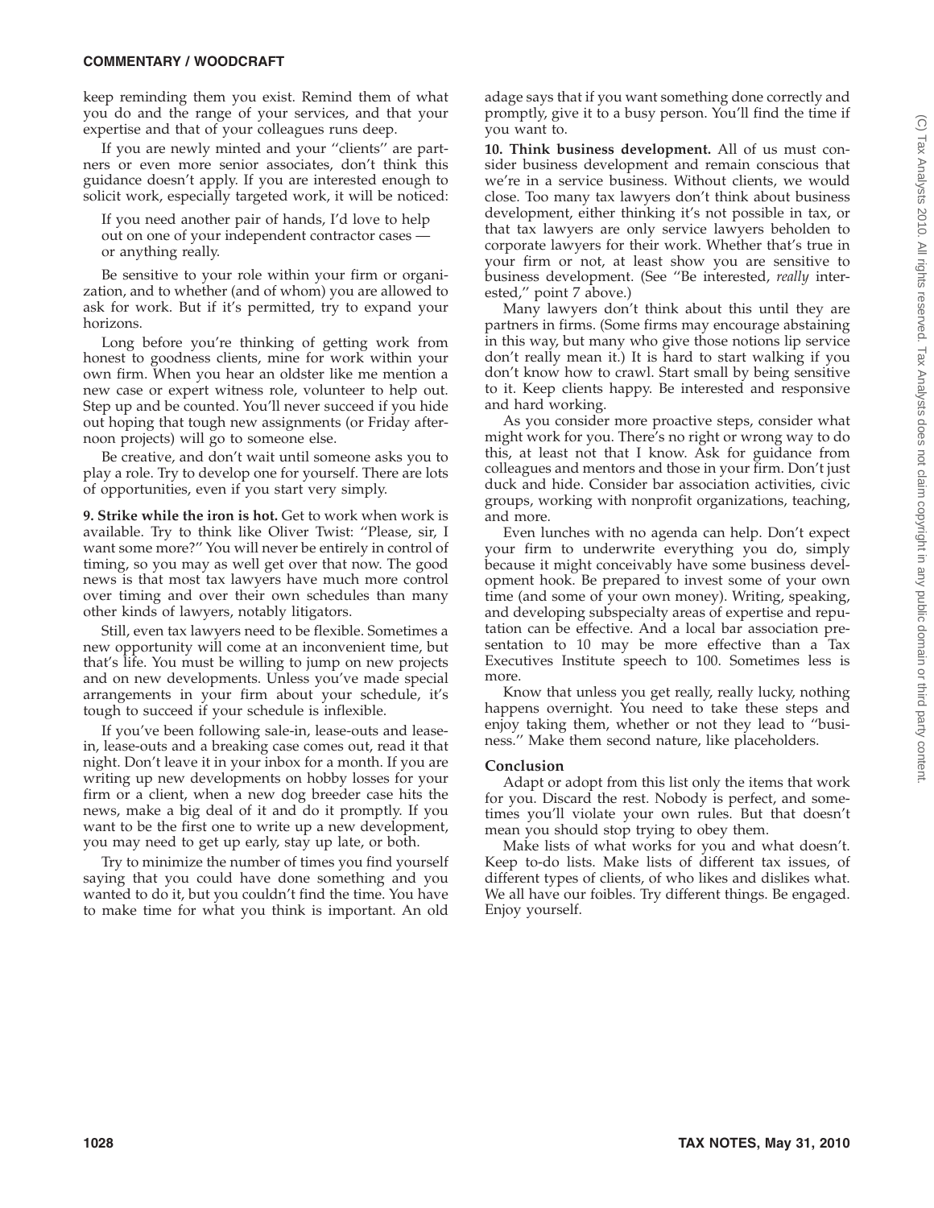keep reminding them you exist. Remind them of what you do and the range of your services, and that your expertise and that of your colleagues runs deep.

If you are newly minted and your ''clients'' are partners or even more senior associates, don't think this guidance doesn't apply. If you are interested enough to solicit work, especially targeted work, it will be noticed:

> If you need another pair of hands, I'd love to help out on one of your independent contractor cases — or anything really.

Be sensitive to your role within your firm or organization, and to whether (and of whom) you are allowed to ask for work. But if it's permitted, try to expand your horizons.

Long before you're thinking of getting work from honest to goodness clients, mine for work within your own firm. When you hear an oldster like me mention a new case or expert witness role, volunteer to help out. Step up and be counted. You'll never succeed if you hide out hoping that tough new assignments (or Friday afternoon projects) will go to someone else.

Be creative, and don't wait until someone asks you to play a role. Try to develop one for yourself. There are lots of opportunities, even if you start very simply.

**9. Strike while the iron is hot.** Get to work when work is available. Try to think like Oliver Twist: ''Please, sir, I want some more?'' You will never be entirely in control of timing, so you may as well get over that now. The good news is that most tax lawyers have much more control over timing and over their own schedules than many other kinds of lawyers, notably litigators.

Still, even tax lawyers need to be flexible. Sometimes a new opportunity will come at an inconvenient time, but that's life. You must be willing to jump on new projects and on new developments. Unless you've made special arrangements in your firm about your schedule, it's tough to succeed if your schedule is inflexible.

If you've been following sale-in, lease-outs and lease-in, lease-outs and a breaking case comes out, read it that night. Don't leave it in your inbox for a month. If you are writing up new developments on hobby losses for your firm or a client, when a new dog breeder case hits the news, make a big deal of it and do it promptly. If you want to be the first one to write up a new development, you may need to get up early, stay up late, or both.

Try to minimize the number of times you find yourself saying that you could have done something and you wanted to do it, but you couldn't find the time. You have to make time for what you think is important. An old adage says that if you want something done correctly and promptly, give it to a busy person. You'll find the time if you want to.

**10. Think business development.** All of us must consider business development and remain conscious that we're in a service business. Without clients, we would close. Too many tax lawyers don't think about business development, either thinking it's not possible in tax, or that tax lawyers are only service lawyers beholden to corporate lawyers for their work. Whether that's true in your firm or not, at least show you are sensitive to business development. (See ''Be interested, *really* interested,'' point 7 above.)

Many lawyers don't think about this until they are partners in firms. (Some firms may encourage abstaining in this way, but many who give those notions lip service don't really mean it.) It is hard to start walking if you don't know how to crawl. Start small by being sensitive to it. Keep clients happy. Be interested and responsive and hard working.

As you consider more proactive steps, consider what might work for you. There's no right or wrong way to do this, at least not that I know. Ask for guidance from colleagues and mentors and those in your firm. Don't just duck and hide. Consider bar association activities, civic groups, working with nonprofit organizations, teaching, and more.

Even lunches with no agenda can help. Don't expect your firm to underwrite everything you do, simply because it might conceivably have some business development hook. Be prepared to invest some of your own time (and some of your own money). Writing, speaking, and developing subspecialty areas of expertise and reputation can be effective. And a local bar association presentation to 10 may be more effective than a Tax Executives Institute speech to 100. Sometimes less is more.

Know that unless you get really, really lucky, nothing happens overnight. You need to take these steps and enjoy taking them, whether or not they lead to ''business.'' Make them second nature, like placeholders.

## Conclusion

Adapt or adopt from this list only the items that work for you. Discard the rest. Nobody is perfect, and sometimes you'll violate your own rules. But that doesn't mean you should stop trying to obey them.

Make lists of what works for you and what doesn't. Keep to-do lists. Make lists of different tax issues, of different types of clients, of who likes and dislikes what. We all have our foibles. Try different things. Be engaged. Enjoy yourself.